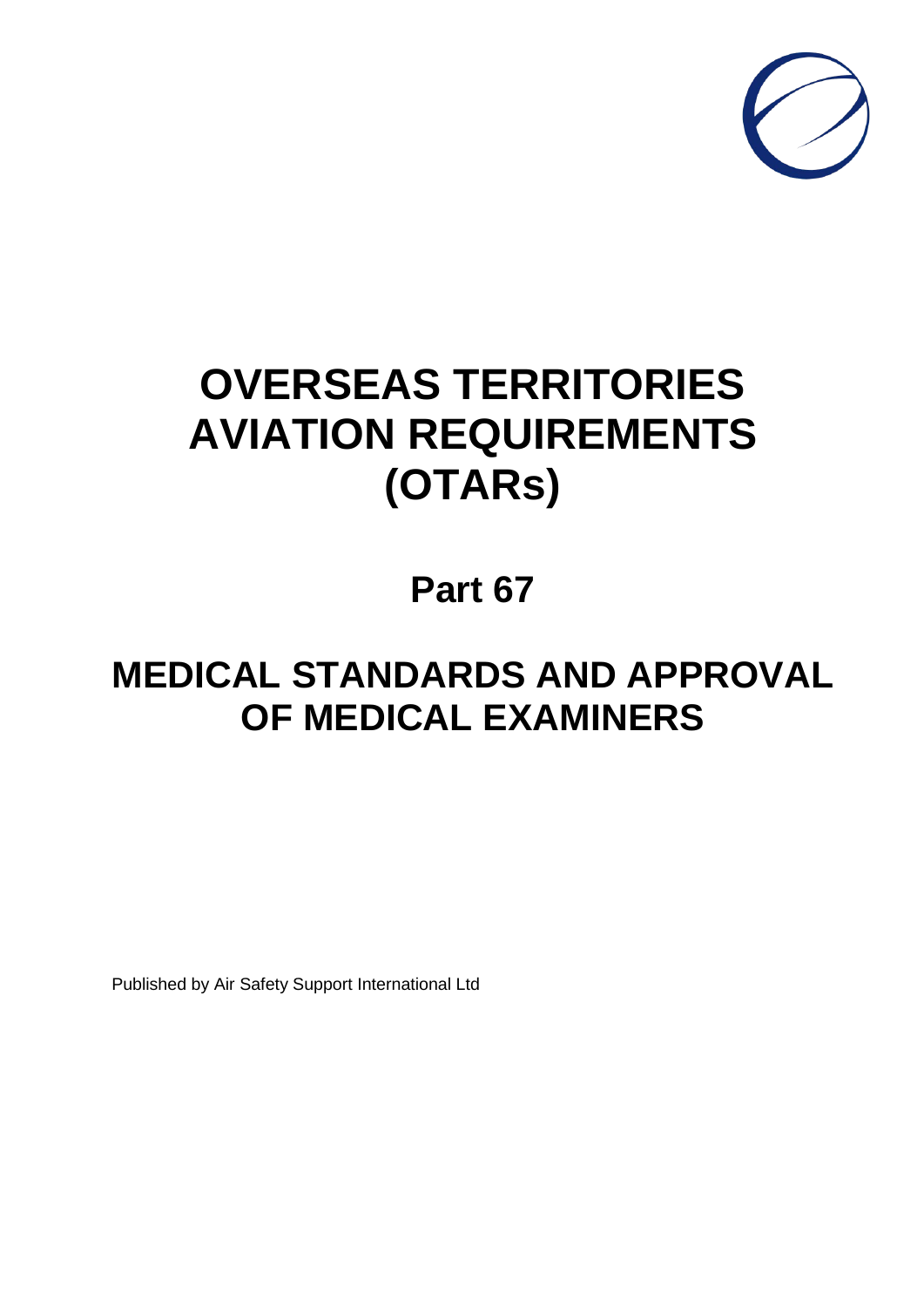# OVERSEAS TERRITORIES AVIATION REQUIREMENTS (OTARs)

## Part 67

# MEDICAL STANDARDS AND APPROVAL OF MEDICAL EXAMINERS

Published by Air Safety Support International Ltd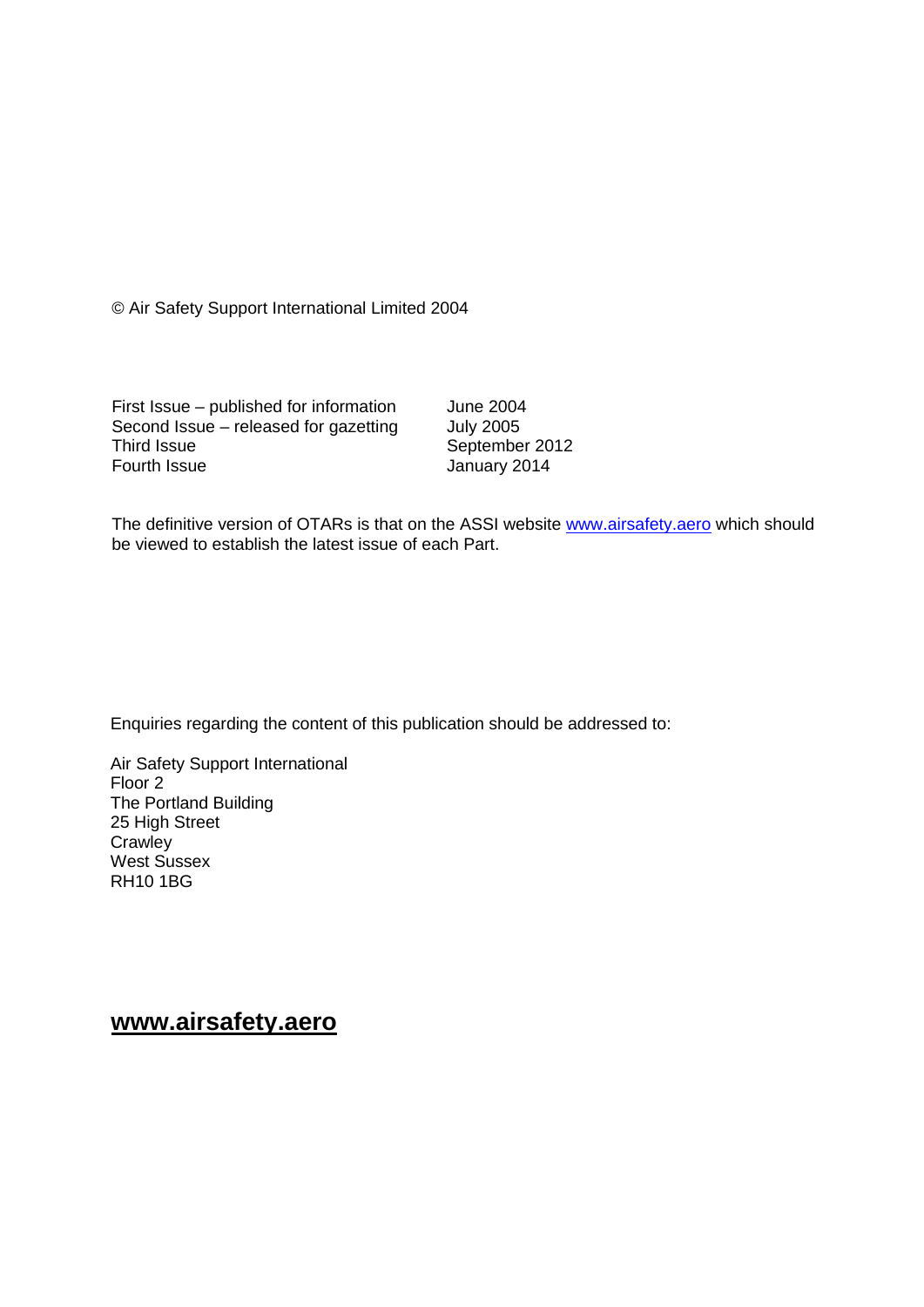© Air Safety Support International Limited 2004

| | |
|---|---|
| First Issue – published for information | June 2004 |
| Second Issue – released for gazetting | July 2005 |
| Third Issue | September 2012 |
| Fourth Issue | January 2014 |

The definitive version of OTARs is that on the ASSI website www.airsafety.aero which should be viewed to establish the latest issue of each Part.

Enquiries regarding the content of this publication should be addressed to:

Air Safety Support International
Floor 2
The Portland Building
25 High Street
Crawley
West Sussex
RH10 1BG

## **www.airsafety.aero**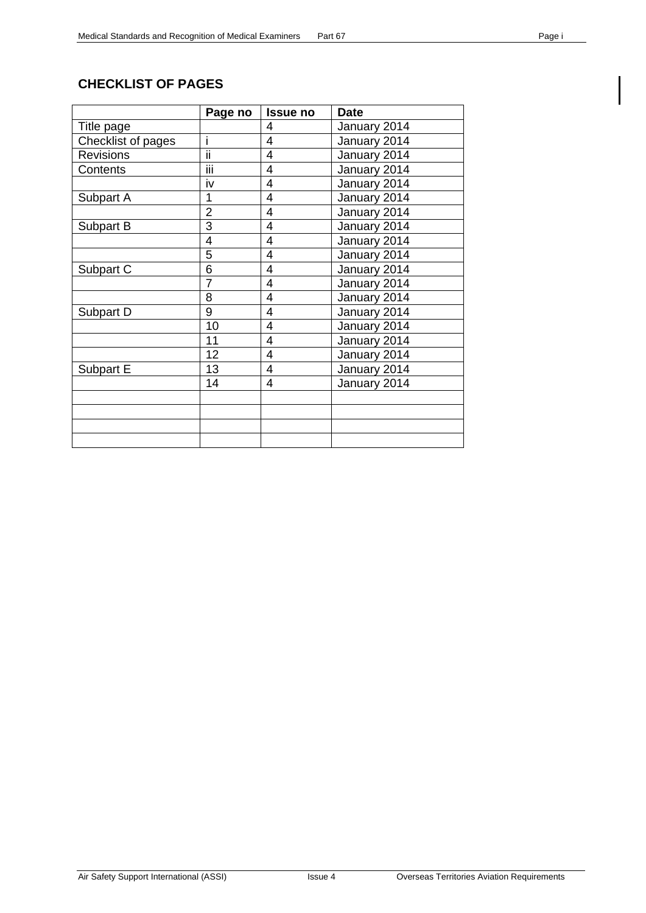## CHECKLIST OF PAGES

| | Page no | Issue no | Date |
|---|---|---|---|
| Title page | | 4 | January 2014 |
| Checklist of pages | i | 4 | January 2014 |
| Revisions | ii | 4 | January 2014 |
| Contents | iii | 4 | January 2014 |
| | iv | 4 | January 2014 |
| Subpart A | 1 | 4 | January 2014 |
| | 2 | 4 | January 2014 |
| Subpart B | 3 | 4 | January 2014 |
| | 4 | 4 | January 2014 |
| | 5 | 4 | January 2014 |
| Subpart C | 6 | 4 | January 2014 |
| | 7 | 4 | January 2014 |
| | 8 | 4 | January 2014 |
| Subpart D | 9 | 4 | January 2014 |
| | 10 | 4 | January 2014 |
| | 11 | 4 | January 2014 |
| | 12 | 4 | January 2014 |
| Subpart E | 13 | 4 | January 2014 |
| | 14 | 4 | January 2014 |
| | | | |
| | | | |
| | | | |
| | | | |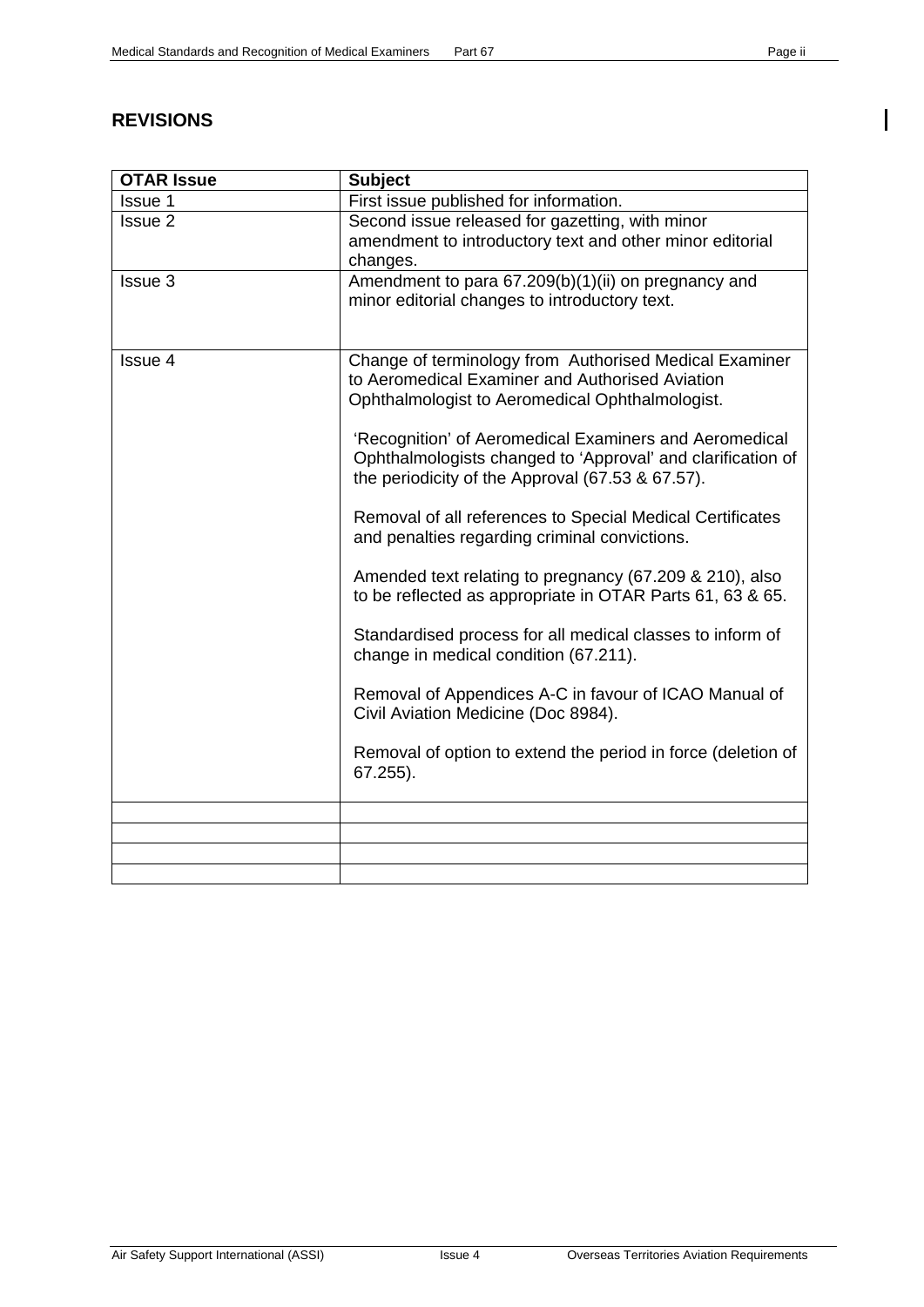## REVISIONS

| OTAR Issue | Subject |
|---|---|
| Issue 1 | First issue published for information. |
| Issue 2 | Second issue released for gazetting, with minor amendment to introductory text and other minor editorial changes. |
| Issue 3 | Amendment to para 67.209(b)(1)(ii) on pregnancy and minor editorial changes to introductory text. |
| Issue 4 | Change of terminology from Authorised Medical Examiner to Aeromedical Examiner and Authorised Aviation Ophthalmologist to Aeromedical Ophthalmologist.<br><br>'Recognition' of Aeromedical Examiners and Aeromedical Ophthalmologists changed to 'Approval' and clarification of the periodicity of the Approval (67.53 & 67.57).<br><br>Removal of all references to Special Medical Certificates and penalties regarding criminal convictions.<br><br>Amended text relating to pregnancy (67.209 & 210), also to be reflected as appropriate in OTAR Parts 61, 63 & 65.<br><br>Standardised process for all medical classes to inform of change in medical condition (67.211).<br><br>Removal of Appendices A-C in favour of ICAO Manual of Civil Aviation Medicine (Doc 8984).<br><br>Removal of option to extend the period in force (deletion of 67.255). |
| | |
| | |
| | |
| | |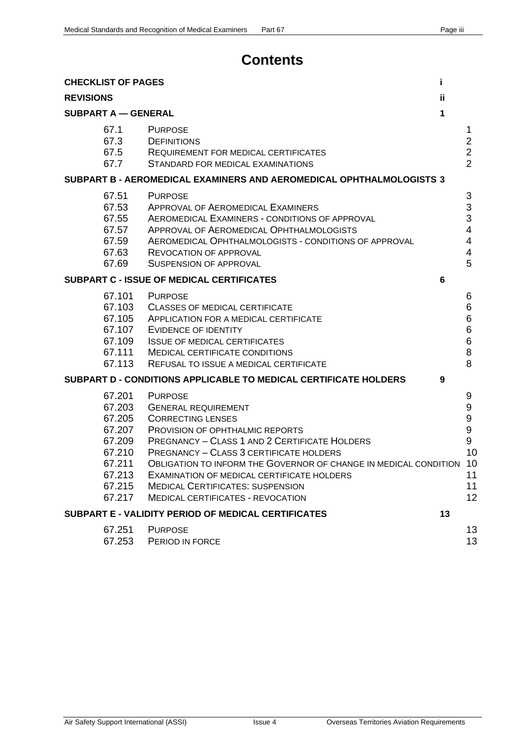# Contents

| | | |
|---|---|---|
| **CHECKLIST OF PAGES** | | **i** |
| **REVISIONS** | | **ii** |
| **SUBPART A — GENERAL** | | **1** |
| 67.1 | PURPOSE | 1 |
| 67.3 | DEFINITIONS | 2 |
| 67.5 | REQUIREMENT FOR MEDICAL CERTIFICATES | 2 |
| 67.7 | STANDARD FOR MEDICAL EXAMINATIONS | 2 |
| **SUBPART B - AEROMEDICAL EXAMINERS AND AEROMEDICAL OPHTHALMOLOGISTS** | | **3** |
| 67.51 | PURPOSE | 3 |
| 67.53 | APPROVAL OF AEROMEDICAL EXAMINERS | 3 |
| 67.55 | AEROMEDICAL EXAMINERS - CONDITIONS OF APPROVAL | 3 |
| 67.57 | APPROVAL OF AEROMEDICAL OPHTHALMOLOGISTS | 4 |
| 67.59 | AEROMEDICAL OPHTHALMOLOGISTS - CONDITIONS OF APPROVAL | 4 |
| 67.63 | REVOCATION OF APPROVAL | 4 |
| 67.69 | SUSPENSION OF APPROVAL | 5 |
| **SUBPART C - ISSUE OF MEDICAL CERTIFICATES** | | **6** |
| 67.101 | PURPOSE | 6 |
| 67.103 | CLASSES OF MEDICAL CERTIFICATE | 6 |
| 67.105 | APPLICATION FOR A MEDICAL CERTIFICATE | 6 |
| 67.107 | EVIDENCE OF IDENTITY | 6 |
| 67.109 | ISSUE OF MEDICAL CERTIFICATES | 6 |
| 67.111 | MEDICAL CERTIFICATE CONDITIONS | 8 |
| 67.113 | REFUSAL TO ISSUE A MEDICAL CERTIFICATE | 8 |
| **SUBPART D - CONDITIONS APPLICABLE TO MEDICAL CERTIFICATE HOLDERS** | | **9** |
| 67.201 | PURPOSE | 9 |
| 67.203 | GENERAL REQUIREMENT | 9 |
| 67.205 | CORRECTING LENSES | 9 |
| 67.207 | PROVISION OF OPHTHALMIC REPORTS | 9 |
| 67.209 | PREGNANCY – CLASS 1 AND 2 CERTIFICATE HOLDERS | 9 |
| 67.210 | PREGNANCY – CLASS 3 CERTIFICATE HOLDERS | 10 |
| 67.211 | OBLIGATION TO INFORM THE GOVERNOR OF CHANGE IN MEDICAL CONDITION | 10 |
| 67.213 | EXAMINATION OF MEDICAL CERTIFICATE HOLDERS | 11 |
| 67.215 | MEDICAL CERTIFICATES: SUSPENSION | 11 |
| 67.217 | MEDICAL CERTIFICATES - REVOCATION | 12 |
| **SUBPART E - VALIDITY PERIOD OF MEDICAL CERTIFICATES** | | **13** |
| 67.251 | PURPOSE | 13 |
| 67.253 | PERIOD IN FORCE | 13 |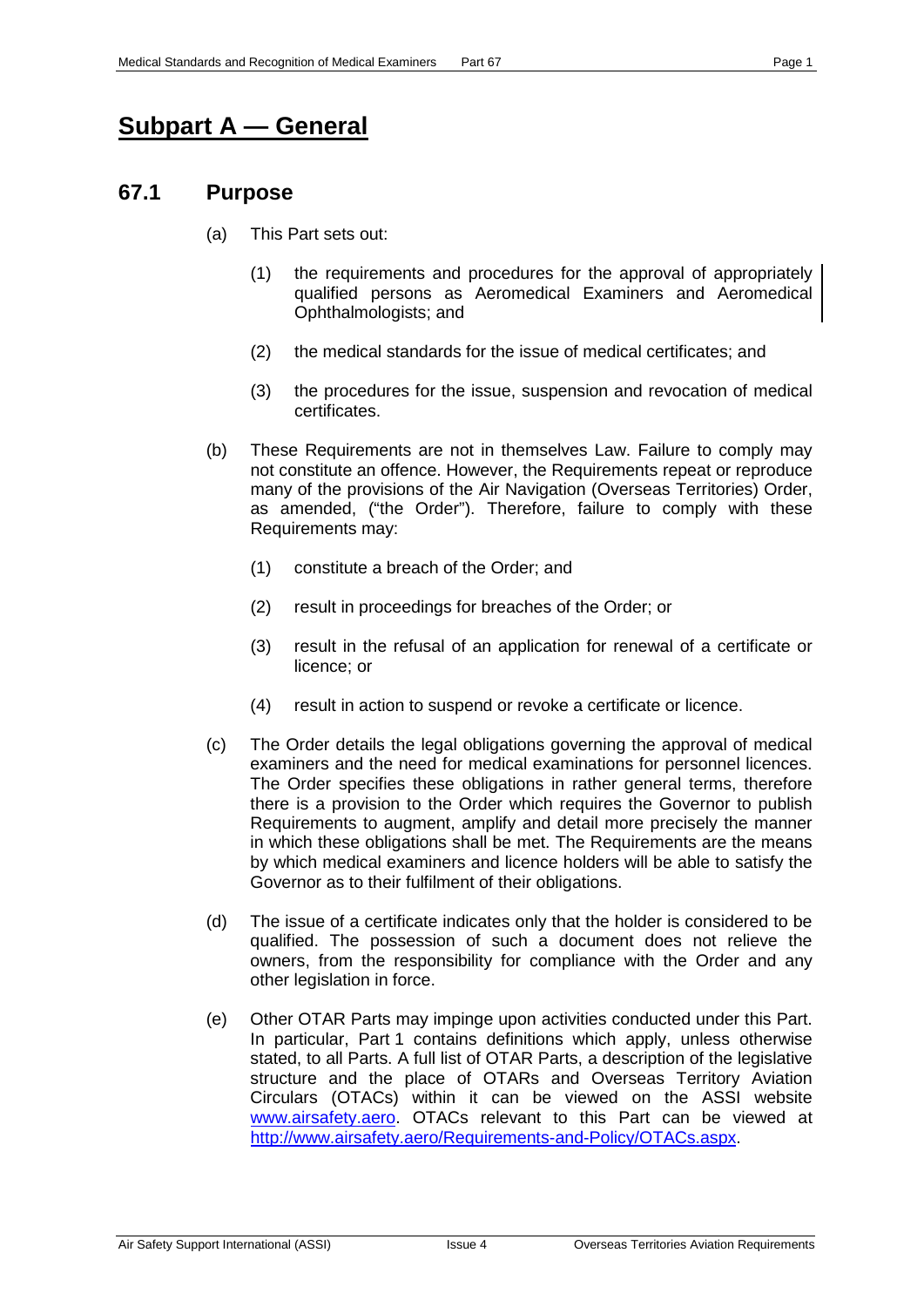# Subpart A — General

## 67.1 Purpose

(a) This Part sets out:

(1) the requirements and procedures for the approval of appropriately qualified persons as Aeromedical Examiners and Aeromedical Ophthalmologists; and

(2) the medical standards for the issue of medical certificates; and

(3) the procedures for the issue, suspension and revocation of medical certificates.

(b) These Requirements are not in themselves Law. Failure to comply may not constitute an offence. However, the Requirements repeat or reproduce many of the provisions of the Air Navigation (Overseas Territories) Order, as amended, ("the Order"). Therefore, failure to comply with these Requirements may:

(1) constitute a breach of the Order; and

(2) result in proceedings for breaches of the Order; or

(3) result in the refusal of an application for renewal of a certificate or licence; or

(4) result in action to suspend or revoke a certificate or licence.

(c) The Order details the legal obligations governing the approval of medical examiners and the need for medical examinations for personnel licences. The Order specifies these obligations in rather general terms, therefore there is a provision to the Order which requires the Governor to publish Requirements to augment, amplify and detail more precisely the manner in which these obligations shall be met. The Requirements are the means by which medical examiners and licence holders will be able to satisfy the Governor as to their fulfilment of their obligations.

(d) The issue of a certificate indicates only that the holder is considered to be qualified. The possession of such a document does not relieve the owners, from the responsibility for compliance with the Order and any other legislation in force.

(e) Other OTAR Parts may impinge upon activities conducted under this Part. In particular, Part 1 contains definitions which apply, unless otherwise stated, to all Parts. A full list of OTAR Parts, a description of the legislative structure and the place of OTARs and Overseas Territory Aviation Circulars (OTACs) within it can be viewed on the ASSI website [www.airsafety.aero](http://www.airsafety.aero). OTACs relevant to this Part can be viewed at [http://www.airsafety.aero/Requirements-and-Policy/OTACs.aspx](http://www.airsafety.aero/Requirements-and-Policy/OTACs.aspx).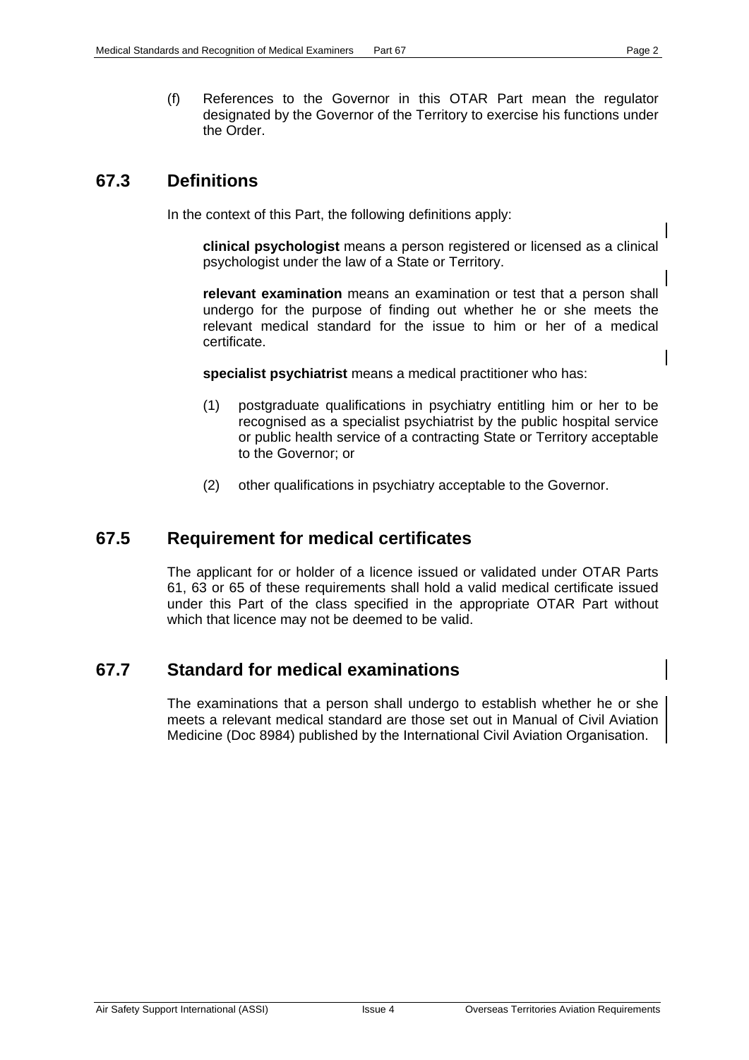(f) References to the Governor in this OTAR Part mean the regulator designated by the Governor of the Territory to exercise his functions under the Order.

## 67.3 Definitions

In the context of this Part, the following definitions apply:

**clinical psychologist** means a person registered or licensed as a clinical psychologist under the law of a State or Territory.

**relevant examination** means an examination or test that a person shall undergo for the purpose of finding out whether he or she meets the relevant medical standard for the issue to him or her of a medical certificate.

**specialist psychiatrist** means a medical practitioner who has:

(1) postgraduate qualifications in psychiatry entitling him or her to be recognised as a specialist psychiatrist by the public hospital service or public health service of a contracting State or Territory acceptable to the Governor; or

(2) other qualifications in psychiatry acceptable to the Governor.

## 67.5 Requirement for medical certificates

The applicant for or holder of a licence issued or validated under OTAR Parts 61, 63 or 65 of these requirements shall hold a valid medical certificate issued under this Part of the class specified in the appropriate OTAR Part without which that licence may not be deemed to be valid.

## 67.7 Standard for medical examinations

The examinations that a person shall undergo to establish whether he or she meets a relevant medical standard are those set out in Manual of Civil Aviation Medicine (Doc 8984) published by the International Civil Aviation Organisation.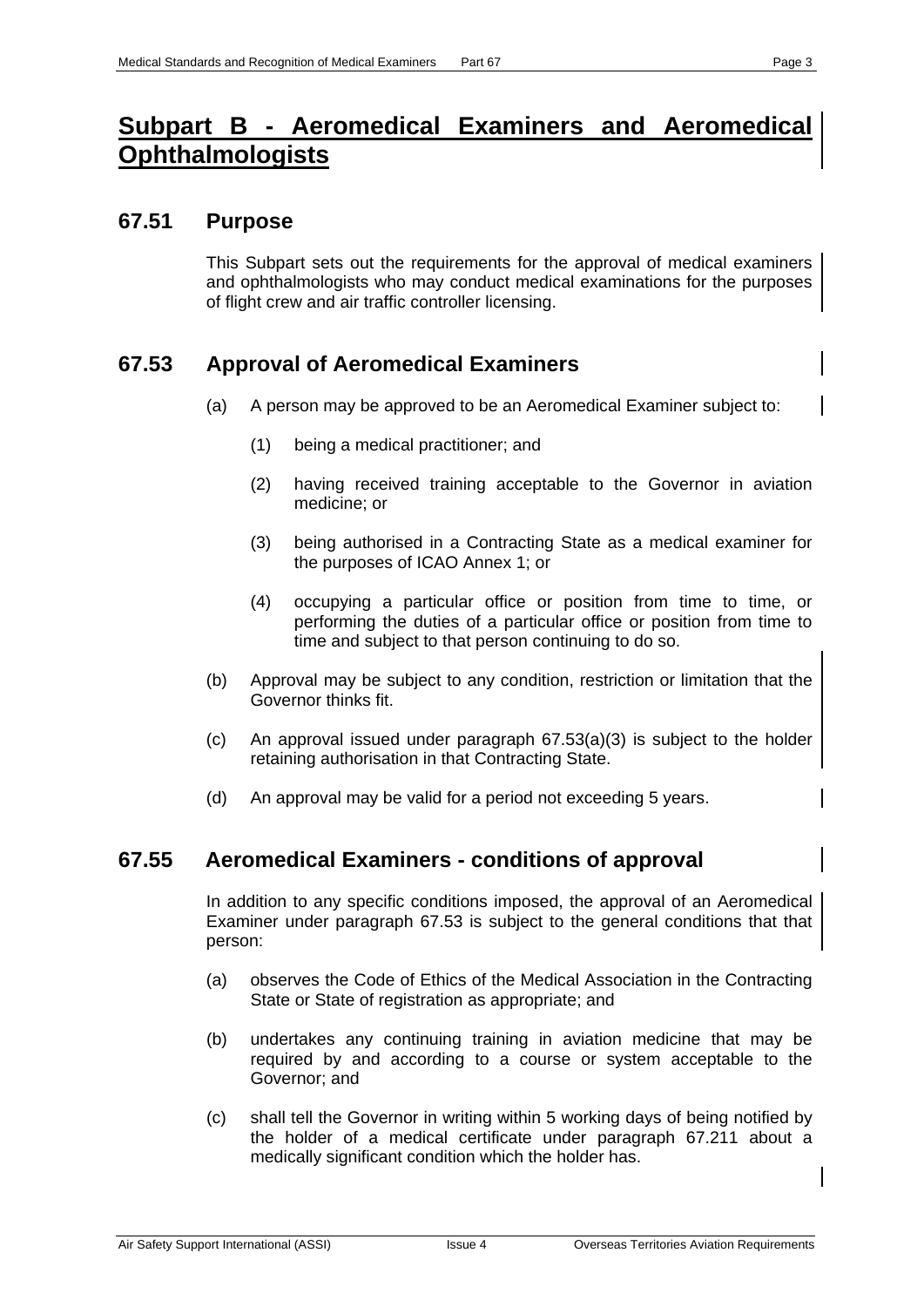# Subpart B - Aeromedical Examiners and Aeromedical Ophthalmologists

## 67.51 Purpose

This Subpart sets out the requirements for the approval of medical examiners and ophthalmologists who may conduct medical examinations for the purposes of flight crew and air traffic controller licensing.

## 67.53 Approval of Aeromedical Examiners

(a) A person may be approved to be an Aeromedical Examiner subject to:

(1) being a medical practitioner; and

(2) having received training acceptable to the Governor in aviation medicine; or

(3) being authorised in a Contracting State as a medical examiner for the purposes of ICAO Annex 1; or

(4) occupying a particular office or position from time to time, or performing the duties of a particular office or position from time to time and subject to that person continuing to do so.

(b) Approval may be subject to any condition, restriction or limitation that the Governor thinks fit.

(c) An approval issued under paragraph 67.53(a)(3) is subject to the holder retaining authorisation in that Contracting State.

(d) An approval may be valid for a period not exceeding 5 years.

## 67.55 Aeromedical Examiners - conditions of approval

In addition to any specific conditions imposed, the approval of an Aeromedical Examiner under paragraph 67.53 is subject to the general conditions that that person:

(a) observes the Code of Ethics of the Medical Association in the Contracting State or State of registration as appropriate; and

(b) undertakes any continuing training in aviation medicine that may be required by and according to a course or system acceptable to the Governor; and

(c) shall tell the Governor in writing within 5 working days of being notified by the holder of a medical certificate under paragraph 67.211 about a medically significant condition which the holder has.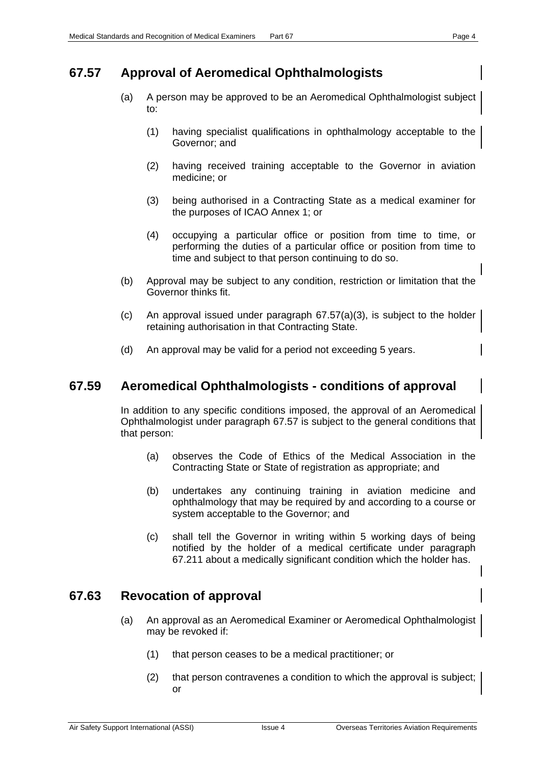## 67.57 Approval of Aeromedical Ophthalmologists

(a) A person may be approved to be an Aeromedical Ophthalmologist subject to:

(1) having specialist qualifications in ophthalmology acceptable to the Governor; and

(2) having received training acceptable to the Governor in aviation medicine; or

(3) being authorised in a Contracting State as a medical examiner for the purposes of ICAO Annex 1; or

(4) occupying a particular office or position from time to time, or performing the duties of a particular office or position from time to time and subject to that person continuing to do so.

(b) Approval may be subject to any condition, restriction or limitation that the Governor thinks fit.

(c) An approval issued under paragraph 67.57(a)(3), is subject to the holder retaining authorisation in that Contracting State.

(d) An approval may be valid for a period not exceeding 5 years.

## 67.59 Aeromedical Ophthalmologists - conditions of approval

In addition to any specific conditions imposed, the approval of an Aeromedical Ophthalmologist under paragraph 67.57 is subject to the general conditions that that person:

(a) observes the Code of Ethics of the Medical Association in the Contracting State or State of registration as appropriate; and

(b) undertakes any continuing training in aviation medicine and ophthalmology that may be required by and according to a course or system acceptable to the Governor; and

(c) shall tell the Governor in writing within 5 working days of being notified by the holder of a medical certificate under paragraph 67.211 about a medically significant condition which the holder has.

## 67.63 Revocation of approval

(a) An approval as an Aeromedical Examiner or Aeromedical Ophthalmologist may be revoked if:

(1) that person ceases to be a medical practitioner; or

(2) that person contravenes a condition to which the approval is subject; or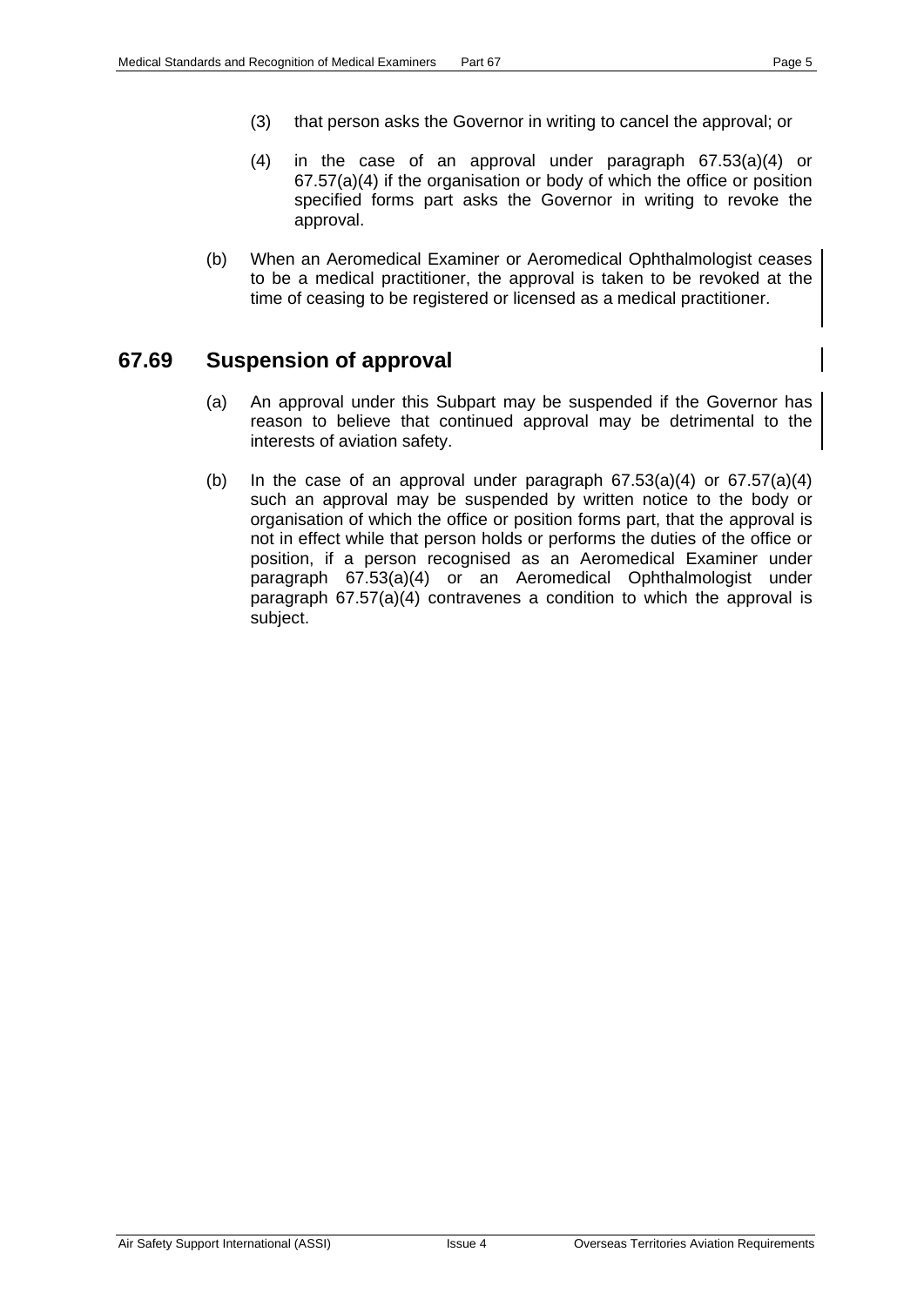(3) that person asks the Governor in writing to cancel the approval; or

(4) in the case of an approval under paragraph 67.53(a)(4) or 67.57(a)(4) if the organisation or body of which the office or position specified forms part asks the Governor in writing to revoke the approval.

(b) When an Aeromedical Examiner or Aeromedical Ophthalmologist ceases to be a medical practitioner, the approval is taken to be revoked at the time of ceasing to be registered or licensed as a medical practitioner.

## 67.69 Suspension of approval

(a) An approval under this Subpart may be suspended if the Governor has reason to believe that continued approval may be detrimental to the interests of aviation safety.

(b) In the case of an approval under paragraph 67.53(a)(4) or 67.57(a)(4) such an approval may be suspended by written notice to the body or organisation of which the office or position forms part, that the approval is not in effect while that person holds or performs the duties of the office or position, if a person recognised as an Aeromedical Examiner under paragraph 67.53(a)(4) or an Aeromedical Ophthalmologist under paragraph 67.57(a)(4) contravenes a condition to which the approval is subject.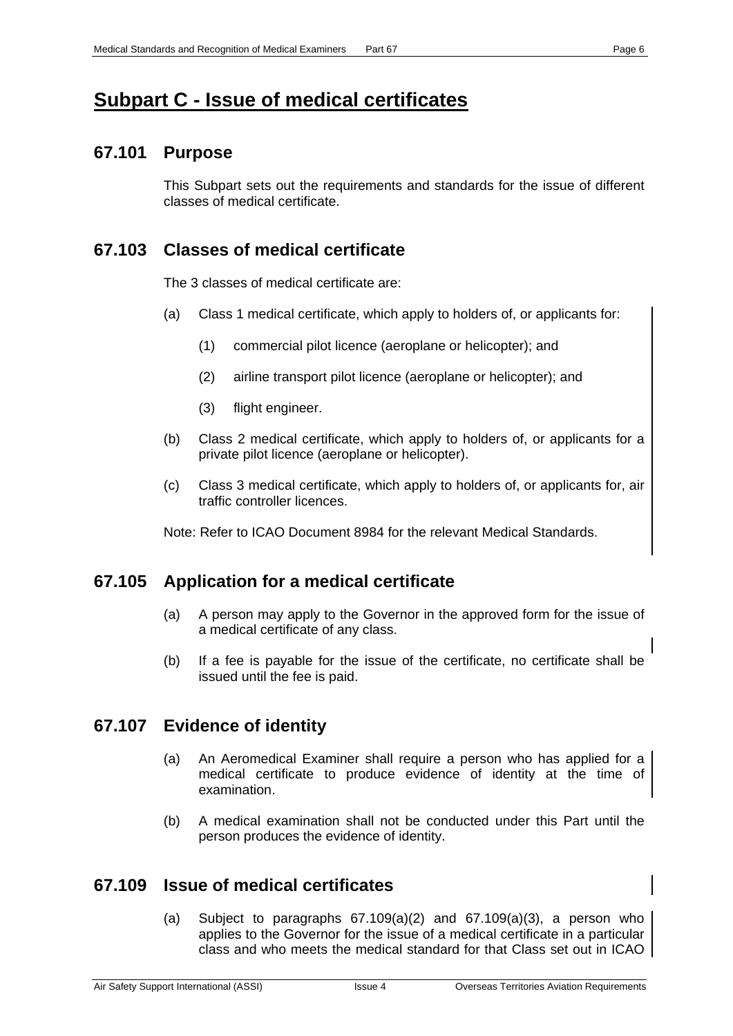# Subpart C - Issue of medical certificates

## 67.101 Purpose

This Subpart sets out the requirements and standards for the issue of different classes of medical certificate.

## 67.103 Classes of medical certificate

The 3 classes of medical certificate are:

(a) Class 1 medical certificate, which apply to holders of, or applicants for:

   (1) commercial pilot licence (aeroplane or helicopter); and

   (2) airline transport pilot licence (aeroplane or helicopter); and

   (3) flight engineer.

(b) Class 2 medical certificate, which apply to holders of, or applicants for a private pilot licence (aeroplane or helicopter).

(c) Class 3 medical certificate, which apply to holders of, or applicants for, air traffic controller licences.

Note: Refer to ICAO Document 8984 for the relevant Medical Standards.

## 67.105 Application for a medical certificate

(a) A person may apply to the Governor in the approved form for the issue of a medical certificate of any class.

(b) If a fee is payable for the issue of the certificate, no certificate shall be issued until the fee is paid.

## 67.107 Evidence of identity

(a) An Aeromedical Examiner shall require a person who has applied for a medical certificate to produce evidence of identity at the time of examination.

(b) A medical examination shall not be conducted under this Part until the person produces the evidence of identity.

## 67.109 Issue of medical certificates

(a) Subject to paragraphs 67.109(a)(2) and 67.109(a)(3), a person who applies to the Governor for the issue of a medical certificate in a particular class and who meets the medical standard for that Class set out in ICAO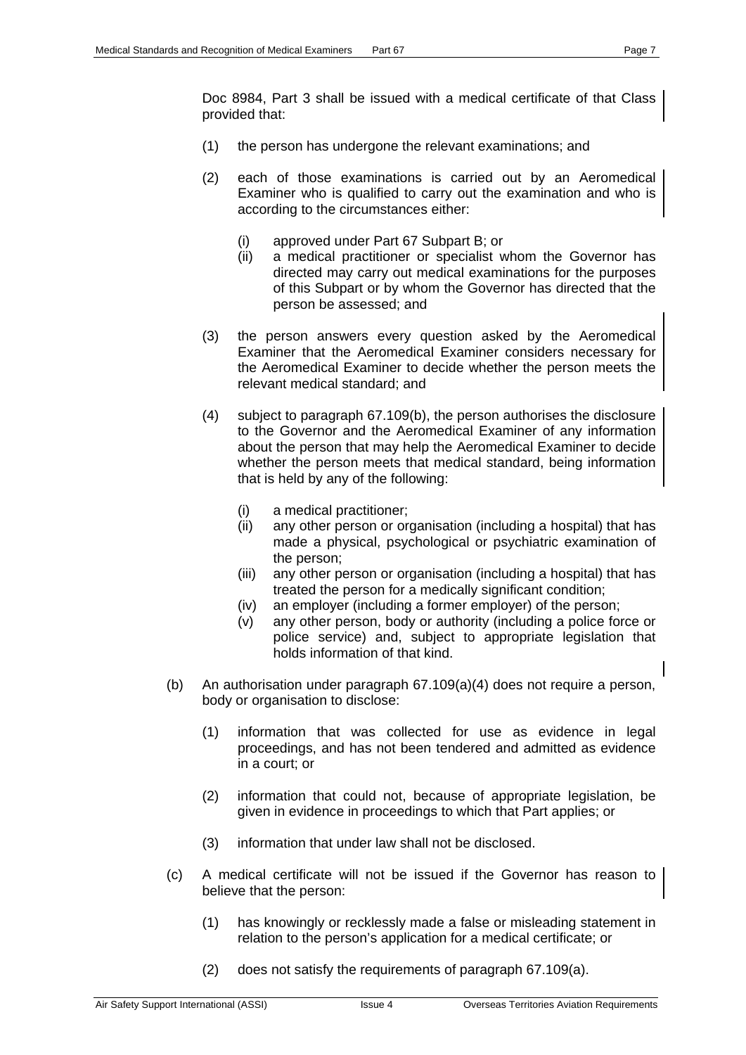Doc 8984, Part 3 shall be issued with a medical certificate of that Class provided that:

(1) the person has undergone the relevant examinations; and

(2) each of those examinations is carried out by an Aeromedical Examiner who is qualified to carry out the examination and who is according to the circumstances either:

  (i) approved under Part 67 Subpart B; or
  (ii) a medical practitioner or specialist whom the Governor has directed may carry out medical examinations for the purposes of this Subpart or by whom the Governor has directed that the person be assessed; and

(3) the person answers every question asked by the Aeromedical Examiner that the Aeromedical Examiner considers necessary for the Aeromedical Examiner to decide whether the person meets the relevant medical standard; and

(4) subject to paragraph 67.109(b), the person authorises the disclosure to the Governor and the Aeromedical Examiner of any information about the person that may help the Aeromedical Examiner to decide whether the person meets that medical standard, being information that is held by any of the following:

  (i) a medical practitioner;
  (ii) any other person or organisation (including a hospital) that has made a physical, psychological or psychiatric examination of the person;
  (iii) any other person or organisation (including a hospital) that has treated the person for a medically significant condition;
  (iv) an employer (including a former employer) of the person;
  (v) any other person, body or authority (including a police force or police service) and, subject to appropriate legislation that holds information of that kind.

(b) An authorisation under paragraph 67.109(a)(4) does not require a person, body or organisation to disclose:

(1) information that was collected for use as evidence in legal proceedings, and has not been tendered and admitted as evidence in a court; or

(2) information that could not, because of appropriate legislation, be given in evidence in proceedings to which that Part applies; or

(3) information that under law shall not be disclosed.

(c) A medical certificate will not be issued if the Governor has reason to believe that the person:

(1) has knowingly or recklessly made a false or misleading statement in relation to the person's application for a medical certificate; or

(2) does not satisfy the requirements of paragraph 67.109(a).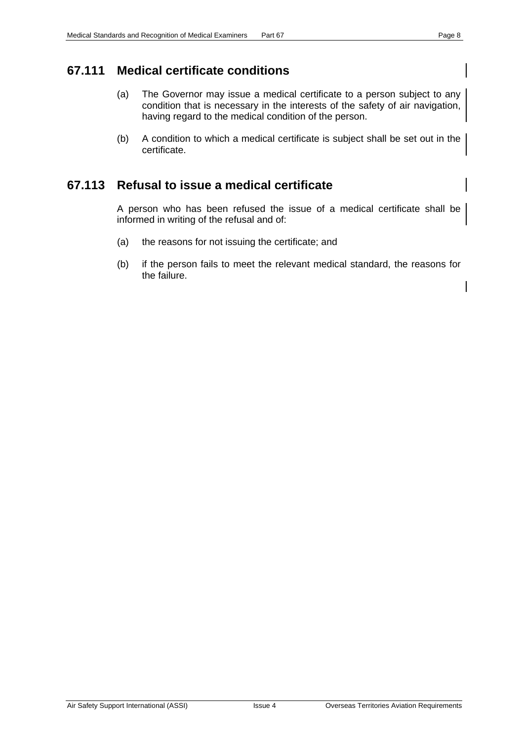## 67.111 Medical certificate conditions

(a) The Governor may issue a medical certificate to a person subject to any condition that is necessary in the interests of the safety of air navigation, having regard to the medical condition of the person.

(b) A condition to which a medical certificate is subject shall be set out in the certificate.

## 67.113 Refusal to issue a medical certificate

A person who has been refused the issue of a medical certificate shall be informed in writing of the refusal and of:

(a) the reasons for not issuing the certificate; and

(b) if the person fails to meet the relevant medical standard, the reasons for the failure.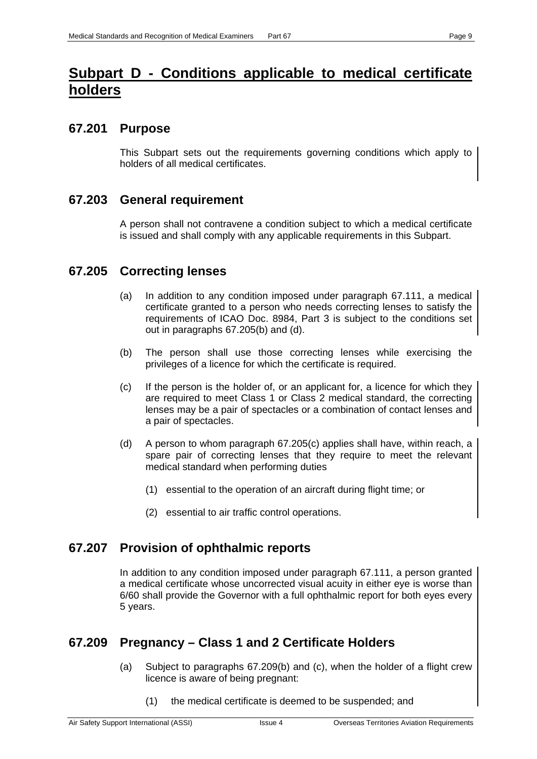# Subpart D - Conditions applicable to medical certificate holders

## 67.201 Purpose

This Subpart sets out the requirements governing conditions which apply to holders of all medical certificates.

## 67.203 General requirement

A person shall not contravene a condition subject to which a medical certificate is issued and shall comply with any applicable requirements in this Subpart.

## 67.205 Correcting lenses

(a) In addition to any condition imposed under paragraph 67.111, a medical certificate granted to a person who needs correcting lenses to satisfy the requirements of ICAO Doc. 8984, Part 3 is subject to the conditions set out in paragraphs 67.205(b) and (d).

(b) The person shall use those correcting lenses while exercising the privileges of a licence for which the certificate is required.

(c) If the person is the holder of, or an applicant for, a licence for which they are required to meet Class 1 or Class 2 medical standard, the correcting lenses may be a pair of spectacles or a combination of contact lenses and a pair of spectacles.

(d) A person to whom paragraph 67.205(c) applies shall have, within reach, a spare pair of correcting lenses that they require to meet the relevant medical standard when performing duties

(1) essential to the operation of an aircraft during flight time; or

(2) essential to air traffic control operations.

## 67.207 Provision of ophthalmic reports

In addition to any condition imposed under paragraph 67.111, a person granted a medical certificate whose uncorrected visual acuity in either eye is worse than 6/60 shall provide the Governor with a full ophthalmic report for both eyes every 5 years.

## 67.209 Pregnancy – Class 1 and 2 Certificate Holders

(a) Subject to paragraphs 67.209(b) and (c), when the holder of a flight crew licence is aware of being pregnant:

(1) the medical certificate is deemed to be suspended; and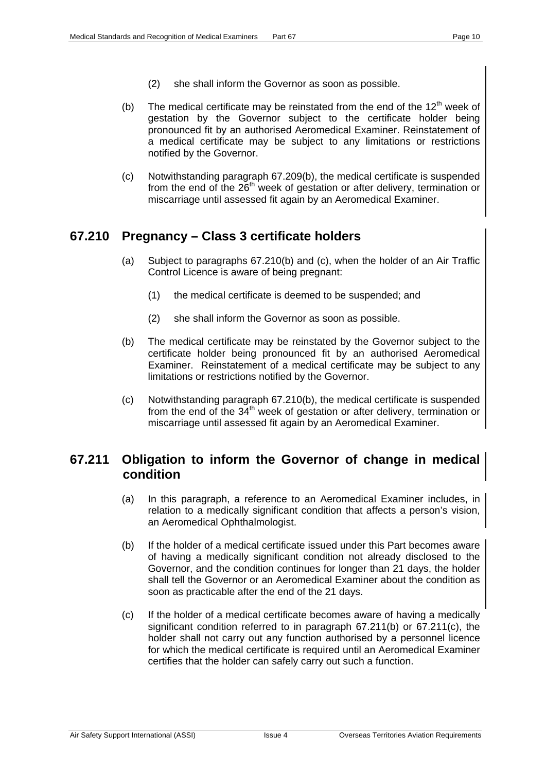(2) she shall inform the Governor as soon as possible.

(b) The medical certificate may be reinstated from the end of the 12th week of gestation by the Governor subject to the certificate holder being pronounced fit by an authorised Aeromedical Examiner. Reinstatement of a medical certificate may be subject to any limitations or restrictions notified by the Governor.

(c) Notwithstanding paragraph 67.209(b), the medical certificate is suspended from the end of the 26th week of gestation or after delivery, termination or miscarriage until assessed fit again by an Aeromedical Examiner.

## 67.210 Pregnancy – Class 3 certificate holders

(a) Subject to paragraphs 67.210(b) and (c), when the holder of an Air Traffic Control Licence is aware of being pregnant:

(1) the medical certificate is deemed to be suspended; and

(2) she shall inform the Governor as soon as possible.

(b) The medical certificate may be reinstated by the Governor subject to the certificate holder being pronounced fit by an authorised Aeromedical Examiner. Reinstatement of a medical certificate may be subject to any limitations or restrictions notified by the Governor.

(c) Notwithstanding paragraph 67.210(b), the medical certificate is suspended from the end of the 34th week of gestation or after delivery, termination or miscarriage until assessed fit again by an Aeromedical Examiner.

## 67.211 Obligation to inform the Governor of change in medical condition

(a) In this paragraph, a reference to an Aeromedical Examiner includes, in relation to a medically significant condition that affects a person's vision, an Aeromedical Ophthalmologist.

(b) If the holder of a medical certificate issued under this Part becomes aware of having a medically significant condition not already disclosed to the Governor, and the condition continues for longer than 21 days, the holder shall tell the Governor or an Aeromedical Examiner about the condition as soon as practicable after the end of the 21 days.

(c) If the holder of a medical certificate becomes aware of having a medically significant condition referred to in paragraph 67.211(b) or 67.211(c), the holder shall not carry out any function authorised by a personnel licence for which the medical certificate is required until an Aeromedical Examiner certifies that the holder can safely carry out such a function.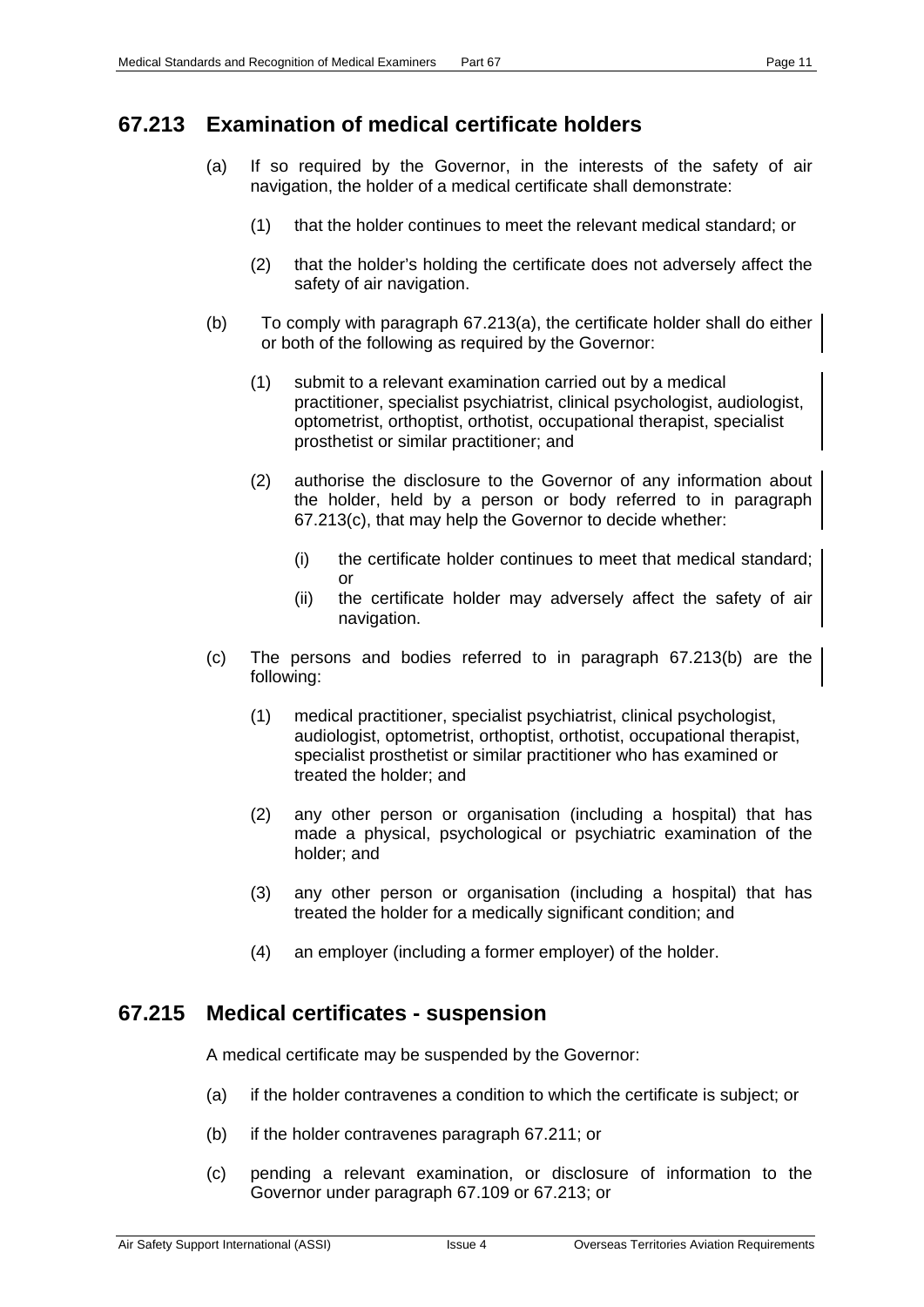## 67.213 Examination of medical certificate holders

(a) If so required by the Governor, in the interests of the safety of air navigation, the holder of a medical certificate shall demonstrate:

(1) that the holder continues to meet the relevant medical standard; or

(2) that the holder's holding the certificate does not adversely affect the safety of air navigation.

(b) To comply with paragraph 67.213(a), the certificate holder shall do either or both of the following as required by the Governor:

(1) submit to a relevant examination carried out by a medical practitioner, specialist psychiatrist, clinical psychologist, audiologist, optometrist, orthoptist, orthotist, occupational therapist, specialist prosthetist or similar practitioner; and

(2) authorise the disclosure to the Governor of any information about the holder, held by a person or body referred to in paragraph 67.213(c), that may help the Governor to decide whether:

(i) the certificate holder continues to meet that medical standard; or

(ii) the certificate holder may adversely affect the safety of air navigation.

(c) The persons and bodies referred to in paragraph 67.213(b) are the following:

(1) medical practitioner, specialist psychiatrist, clinical psychologist, audiologist, optometrist, orthoptist, orthotist, occupational therapist, specialist prosthetist or similar practitioner who has examined or treated the holder; and

(2) any other person or organisation (including a hospital) that has made a physical, psychological or psychiatric examination of the holder; and

(3) any other person or organisation (including a hospital) that has treated the holder for a medically significant condition; and

(4) an employer (including a former employer) of the holder.

## 67.215 Medical certificates - suspension

A medical certificate may be suspended by the Governor:

(a) if the holder contravenes a condition to which the certificate is subject; or

(b) if the holder contravenes paragraph 67.211; or

(c) pending a relevant examination, or disclosure of information to the Governor under paragraph 67.109 or 67.213; or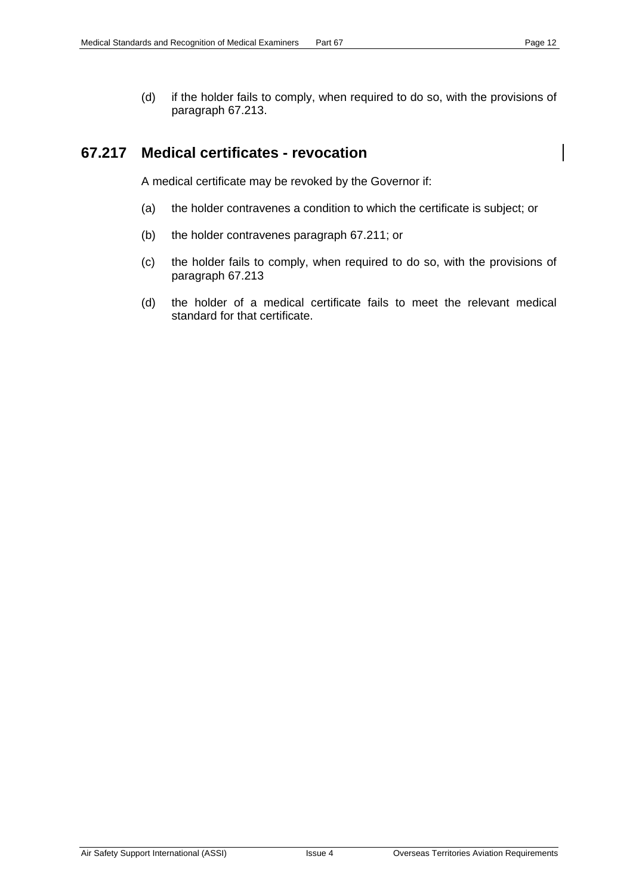(d) if the holder fails to comply, when required to do so, with the provisions of paragraph 67.213.

## 67.217 Medical certificates - revocation

A medical certificate may be revoked by the Governor if:

(a) the holder contravenes a condition to which the certificate is subject; or

(b) the holder contravenes paragraph 67.211; or

(c) the holder fails to comply, when required to do so, with the provisions of paragraph 67.213

(d) the holder of a medical certificate fails to meet the relevant medical standard for that certificate.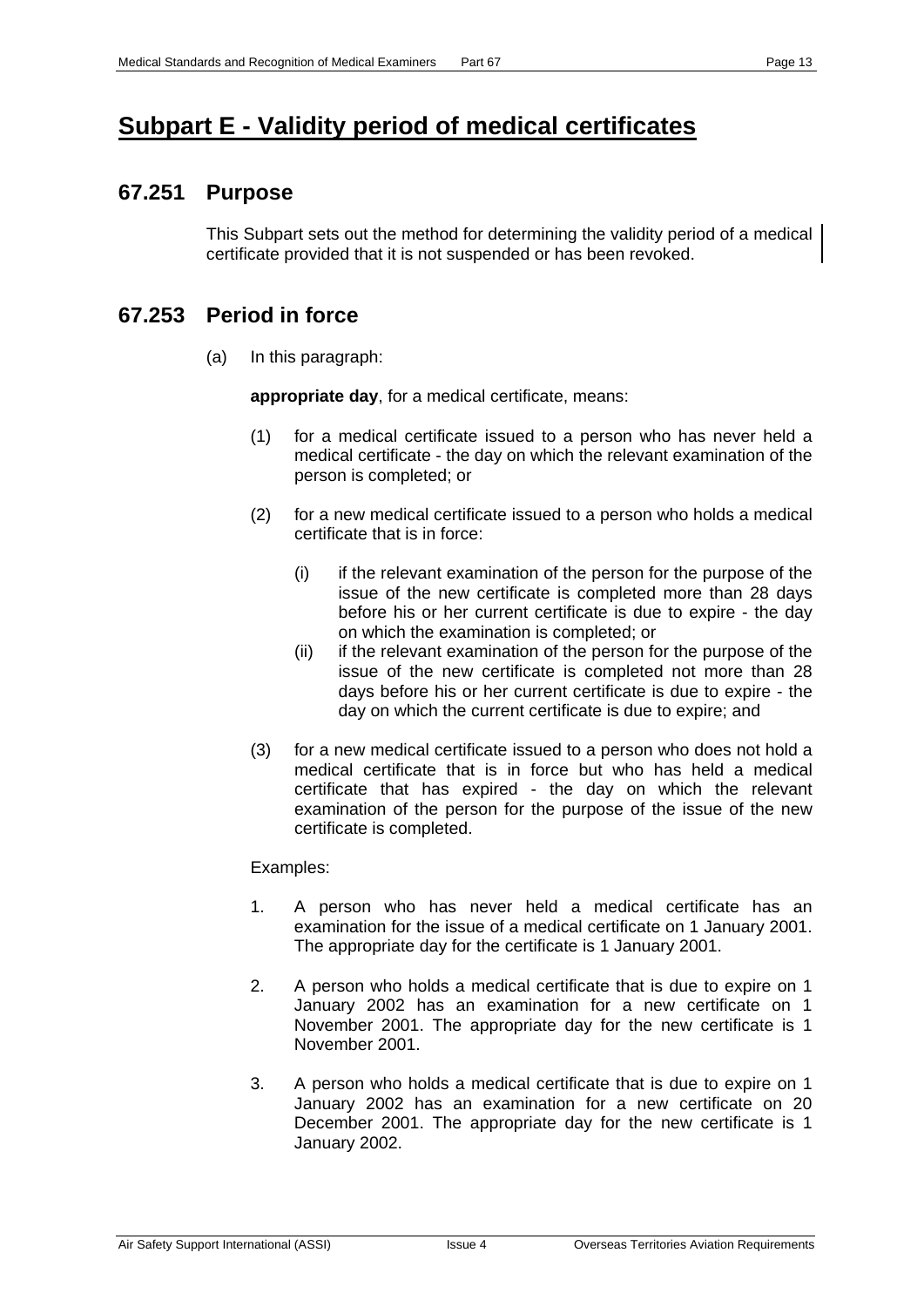# Subpart E - Validity period of medical certificates

## 67.251 Purpose

This Subpart sets out the method for determining the validity period of a medical certificate provided that it is not suspended or has been revoked.

## 67.253 Period in force

(a) In this paragraph:

**appropriate day**, for a medical certificate, means:

(1) for a medical certificate issued to a person who has never held a medical certificate - the day on which the relevant examination of the person is completed; or

(2) for a new medical certificate issued to a person who holds a medical certificate that is in force:

(i) if the relevant examination of the person for the purpose of the issue of the new certificate is completed more than 28 days before his or her current certificate is due to expire - the day on which the examination is completed; or

(ii) if the relevant examination of the person for the purpose of the issue of the new certificate is completed not more than 28 days before his or her current certificate is due to expire - the day on which the current certificate is due to expire; and

(3) for a new medical certificate issued to a person who does not hold a medical certificate that is in force but who has held a medical certificate that has expired - the day on which the relevant examination of the person for the purpose of the issue of the new certificate is completed.

Examples:

1. A person who has never held a medical certificate has an examination for the issue of a medical certificate on 1 January 2001. The appropriate day for the certificate is 1 January 2001.

2. A person who holds a medical certificate that is due to expire on 1 January 2002 has an examination for a new certificate on 1 November 2001. The appropriate day for the new certificate is 1 November 2001.

3. A person who holds a medical certificate that is due to expire on 1 January 2002 has an examination for a new certificate on 20 December 2001. The appropriate day for the new certificate is 1 January 2002.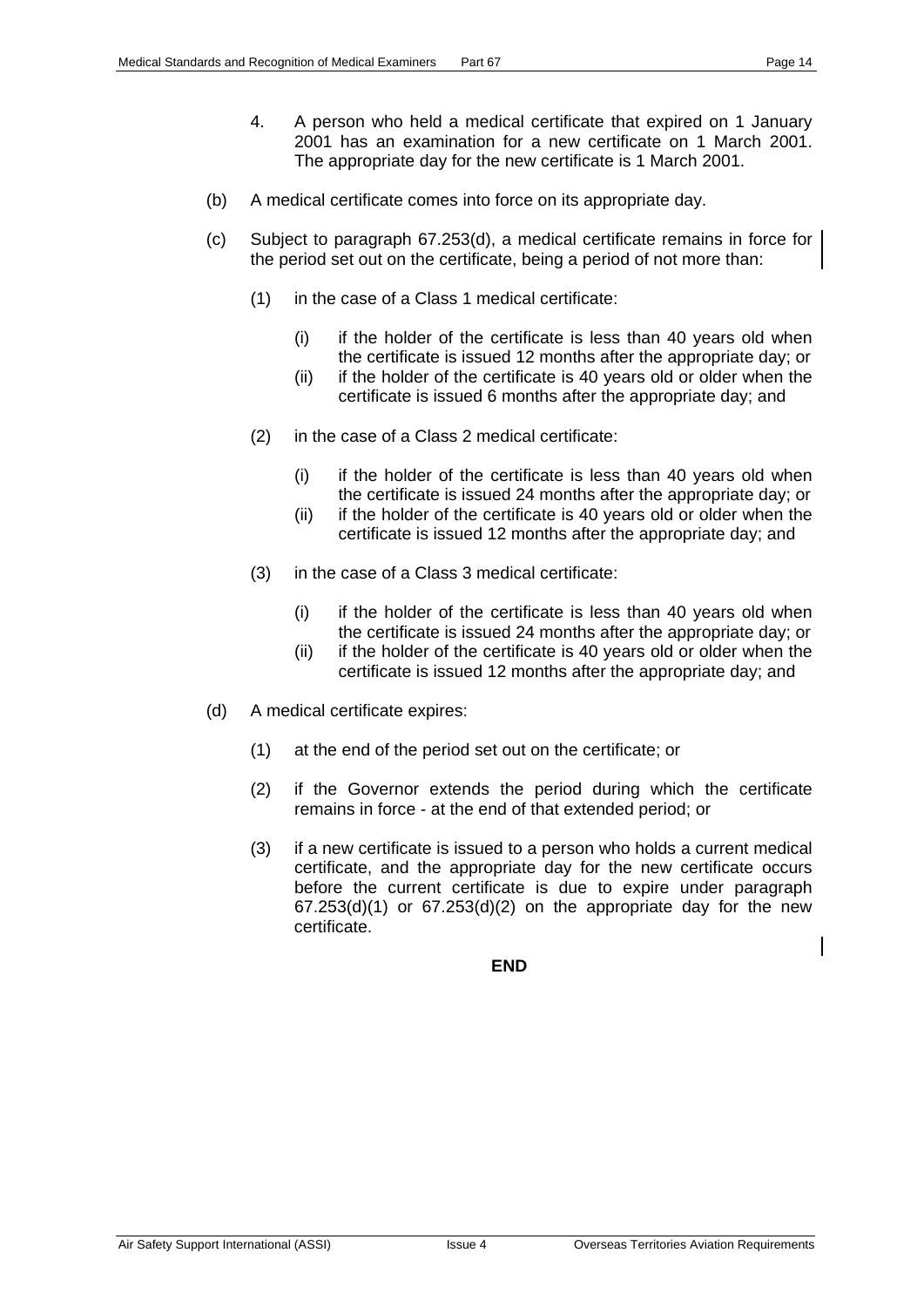4. A person who held a medical certificate that expired on 1 January 2001 has an examination for a new certificate on 1 March 2001. The appropriate day for the new certificate is 1 March 2001.

(b) A medical certificate comes into force on its appropriate day.

(c) Subject to paragraph 67.253(d), a medical certificate remains in force for the period set out on the certificate, being a period of not more than:

(1) in the case of a Class 1 medical certificate:

(i) if the holder of the certificate is less than 40 years old when the certificate is issued 12 months after the appropriate day; or
(ii) if the holder of the certificate is 40 years old or older when the certificate is issued 6 months after the appropriate day; and

(2) in the case of a Class 2 medical certificate:

(i) if the holder of the certificate is less than 40 years old when the certificate is issued 24 months after the appropriate day; or
(ii) if the holder of the certificate is 40 years old or older when the certificate is issued 12 months after the appropriate day; and

(3) in the case of a Class 3 medical certificate:

(i) if the holder of the certificate is less than 40 years old when the certificate is issued 24 months after the appropriate day; or
(ii) if the holder of the certificate is 40 years old or older when the certificate is issued 12 months after the appropriate day; and

(d) A medical certificate expires:

(1) at the end of the period set out on the certificate; or

(2) if the Governor extends the period during which the certificate remains in force - at the end of that extended period; or

(3) if a new certificate is issued to a person who holds a current medical certificate, and the appropriate day for the new certificate occurs before the current certificate is due to expire under paragraph 67.253(d)(1) or 67.253(d)(2) on the appropriate day for the new certificate.

**END**